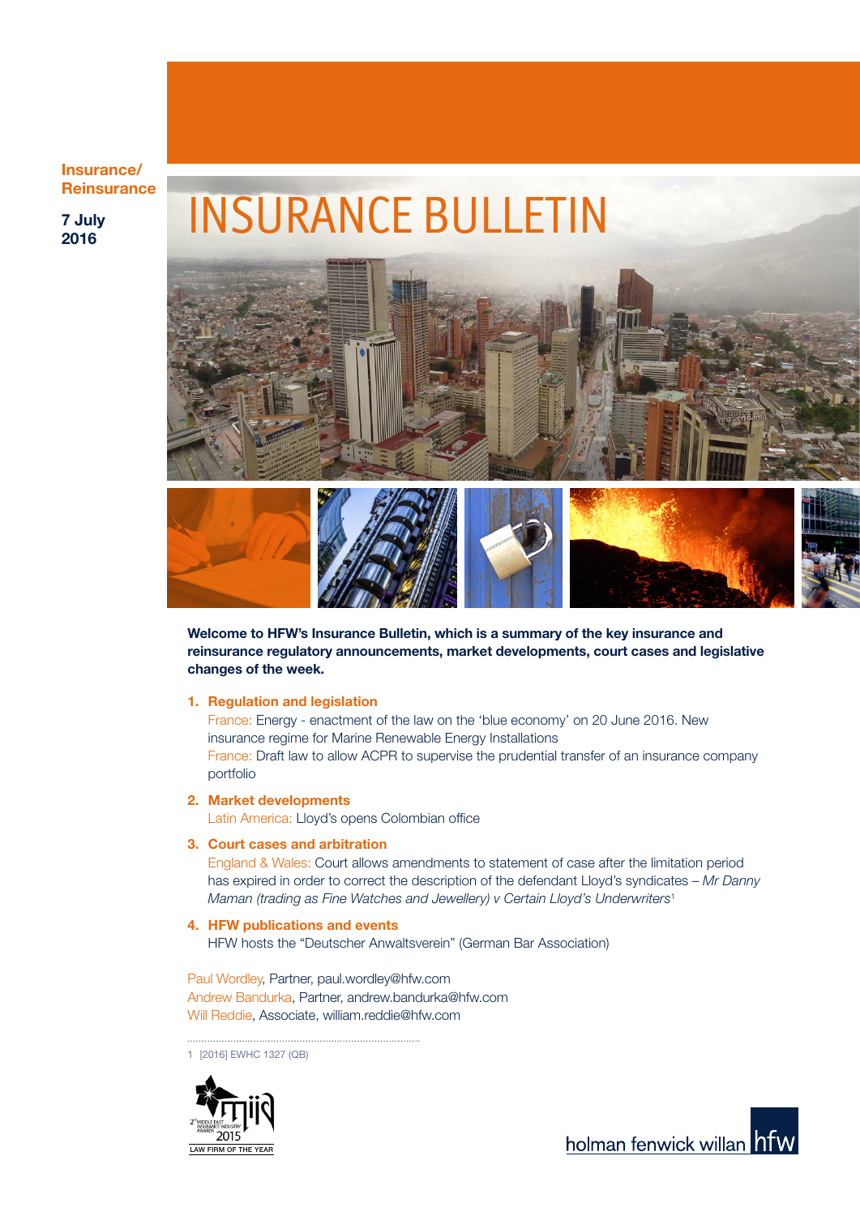**Insurance/ Reinsurance**

**7 July 2016**

# INSURANCE BULLETIN

**Welcome to HFW's Insurance Bulletin, which is a summary of the key insurance and reinsurance regulatory announcements, market developments, court cases and legislative changes of the week.**

1. **Regulation and legislation**
   France: Energy - enactment of the law on the 'blue economy' on 20 June 2016. New insurance regime for Marine Renewable Energy Installations
   France: Draft law to allow ACPR to supervise the prudential transfer of an insurance company portfolio
2. **Market developments**
   Latin America: Lloyd's opens Colombian office
3. **Court cases and arbitration**
   England & Wales: Court allows amendments to statement of case after the limitation period has expired in order to correct the description of the defendant Lloyd's syndicates – *Mr Danny Maman (trading as Fine Watches and Jewellery) v Certain Lloyd's Underwriters*[1]
4. **HFW publications and events**
   HFW hosts the "Deutscher Anwaltsverein" (German Bar Association)

Paul Wordley, Partner, paul.wordley@hfw.com
Andrew Bandurka, Partner, andrew.bandurka@hfw.com
Will Reddie, Associate, william.reddie@hfw.com

1 [2016] EWHC 1327 (QB)

2nd MIDDLE EAST INSURANCE INDUSTRY AWARDS 2015 LAW FIRM OF THE YEAR

holman fenwick willan hfw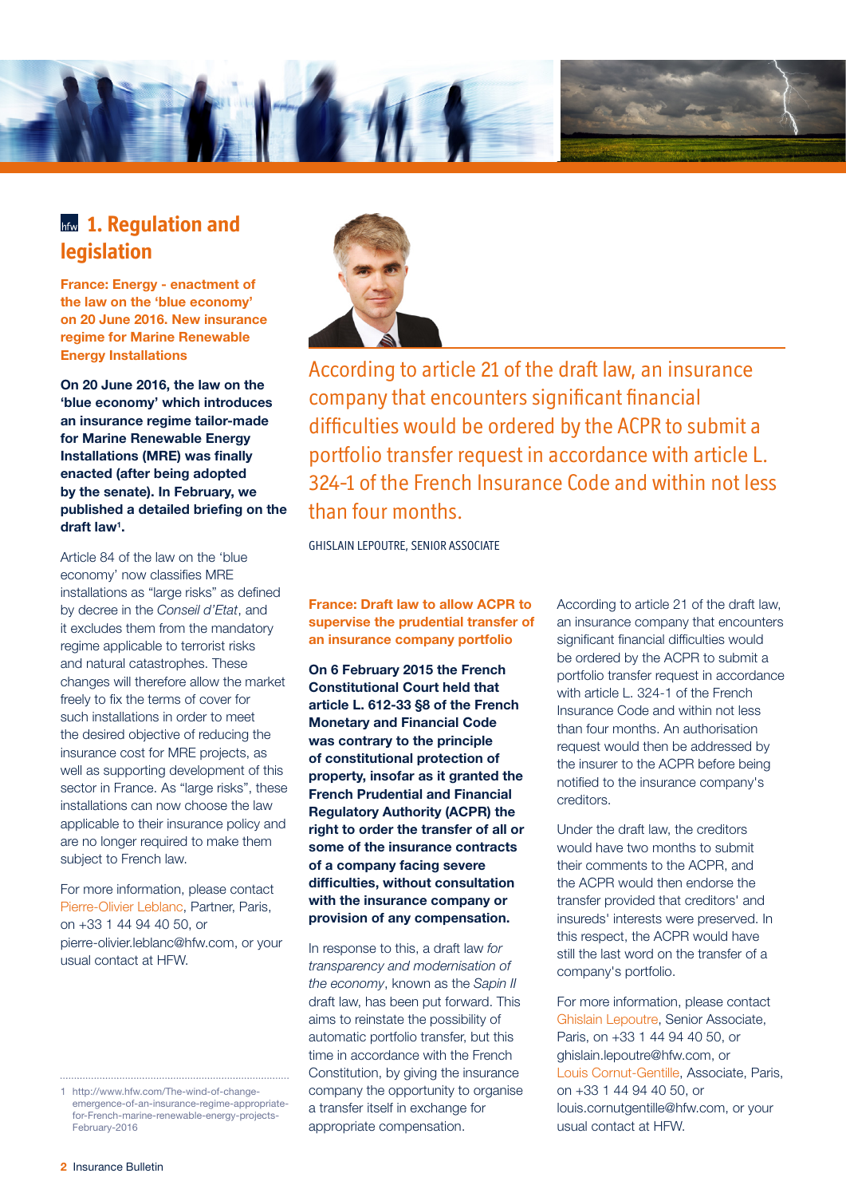## 1. Regulation and legislation

**France: Energy - enactment of the law on the 'blue economy' on 20 June 2016. New insurance regime for Marine Renewable Energy Installations**

**On 20 June 2016, the law on the 'blue economy' which introduces an insurance regime tailor-made for Marine Renewable Energy Installations (MRE) was finally enacted (after being adopted by the senate). In February, we published a detailed briefing on the draft law[1].**

Article 84 of the law on the 'blue economy' now classifies MRE installations as "large risks" as defined by decree in the *Conseil d'Etat*, and it excludes them from the mandatory regime applicable to terrorist risks and natural catastrophes. These changes will therefore allow the market freely to fix the terms of cover for such installations in order to meet the desired objective of reducing the insurance cost for MRE projects, as well as supporting development of this sector in France. As "large risks", these installations can now choose the law applicable to their insurance policy and are no longer required to make them subject to French law.

For more information, please contact Pierre-Olivier Leblanc, Partner, Paris, on +33 1 44 94 40 50, or pierre-olivier.leblanc@hfw.com, or your usual contact at HFW.

1 http://www.hfw.com/The-wind-of-change-emergence-of-an-insurance-regime-appropriate-for-French-marine-renewable-energy-projects-February-2016

> According to article 21 of the draft law, an insurance company that encounters significant financial difficulties would be ordered by the ACPR to submit a portfolio transfer request in accordance with article L. 324-1 of the French Insurance Code and within not less than four months.
>
> GHISLAIN LEPOUTRE, SENIOR ASSOCIATE

**France: Draft law to allow ACPR to supervise the prudential transfer of an insurance company portfolio**

**On 6 February 2015 the French Constitutional Court held that article L. 612-33 §8 of the French Monetary and Financial Code was contrary to the principle of constitutional protection of property, insofar as it granted the French Prudential and Financial Regulatory Authority (ACPR) the right to order the transfer of all or some of the insurance contracts of a company facing severe difficulties, without consultation with the insurance company or provision of any compensation.**

In response to this, a draft law *for transparency and modernisation of the economy*, known as the *Sapin II* draft law, has been put forward. This aims to reinstate the possibility of automatic portfolio transfer, but this time in accordance with the French Constitution, by giving the insurance company the opportunity to organise a transfer itself in exchange for appropriate compensation.

According to article 21 of the draft law, an insurance company that encounters significant financial difficulties would be ordered by the ACPR to submit a portfolio transfer request in accordance with article L. 324-1 of the French Insurance Code and within not less than four months. An authorisation request would then be addressed by the insurer to the ACPR before being notified to the insurance company's creditors.

Under the draft law, the creditors would have two months to submit their comments to the ACPR, and the ACPR would then endorse the transfer provided that creditors' and insureds' interests were preserved. In this respect, the ACPR would have still the last word on the transfer of a company's portfolio.

For more information, please contact Ghislain Lepoutre, Senior Associate, Paris, on +33 1 44 94 40 50, or ghislain.lepoutre@hfw.com, or Louis Cornut-Gentille, Associate, Paris, on +33 1 44 94 40 50, or louis.cornutgentille@hfw.com, or your usual contact at HFW.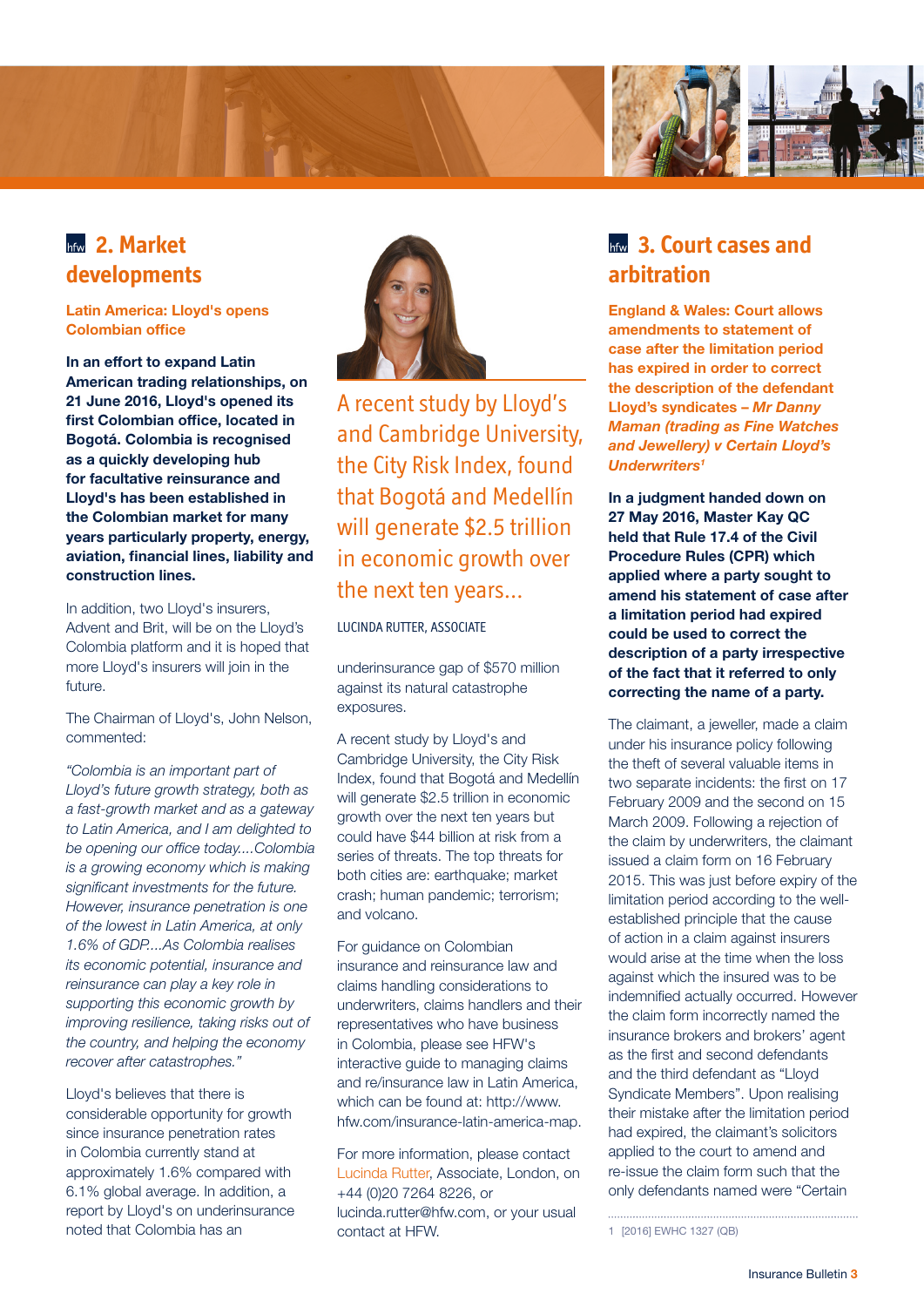## 2. Market developments

### Latin America: Lloyd's opens Colombian office

**In an effort to expand Latin American trading relationships, on 21 June 2016, Lloyd's opened its first Colombian office, located in Bogotá. Colombia is recognised as a quickly developing hub for facultative reinsurance and Lloyd's has been established in the Colombian market for many years particularly property, energy, aviation, financial lines, liability and construction lines.**

In addition, two Lloyd's insurers, Advent and Brit, will be on the Lloyd's Colombia platform and it is hoped that more Lloyd's insurers will join in the future.

The Chairman of Lloyd's, John Nelson, commented:

*"Colombia is an important part of Lloyd's future growth strategy, both as a fast-growth market and as a gateway to Latin America, and I am delighted to be opening our office today....Colombia is a growing economy which is making significant investments for the future. However, insurance penetration is one of the lowest in Latin America, at only 1.6% of GDP....As Colombia realises its economic potential, insurance and reinsurance can play a key role in supporting this economic growth by improving resilience, taking risks out of the country, and helping the economy recover after catastrophes."*

Lloyd's believes that there is considerable opportunity for growth since insurance penetration rates in Colombia currently stand at approximately 1.6% compared with 6.1% global average. In addition, a report by Lloyd's on underinsurance noted that Colombia has an underinsurance gap of $570 million against its natural catastrophe exposures.

> A recent study by Lloyd's and Cambridge University, the City Risk Index, found that Bogotá and Medellín will generate $2.5 trillion in economic growth over the next ten years...
>
> LUCINDA RUTTER, ASSOCIATE

A recent study by Lloyd's and Cambridge University, the City Risk Index, found that Bogotá and Medellin will generate $2.5 trillion in economic growth over the next ten years but could have $44 billion at risk from a series of threats. The top threats for both cities are: earthquake; market crash; human pandemic; terrorism; and volcano.

For guidance on Colombian insurance and reinsurance law and claims handling considerations to underwriters, claims handlers and their representatives who have business in Colombia, please see HFW's interactive guide to managing claims and re/insurance law in Latin America, which can be found at: http://www.hfw.com/insurance-latin-america-map.

For more information, please contact Lucinda Rutter, Associate, London, on +44 (0)20 7264 8226, or lucinda.rutter@hfw.com, or your usual contact at HFW.

## 3. Court cases and arbitration

### England & Wales: Court allows amendments to statement of case after the limitation period has expired in order to correct the description of the defendant Lloyd's syndicates – *Mr Danny Maman (trading as Fine Watches and Jewellery) v Certain Lloyd's Underwriters*[1]

**In a judgment handed down on 27 May 2016, Master Kay QC held that Rule 17.4 of the Civil Procedure Rules (CPR) which applied where a party sought to amend his statement of case after a limitation period had expired could be used to correct the description of a party irrespective of the fact that it referred to only correcting the name of a party.**

The claimant, a jeweller, made a claim under his insurance policy following the theft of several valuable items in two separate incidents: the first on 17 February 2009 and the second on 15 March 2009. Following a rejection of the claim by underwriters, the claimant issued a claim form on 16 February 2015. This was just before expiry of the limitation period according to the well-established principle that the cause of action in a claim against insurers would arise at the time when the loss against which the insured was to be indemnified actually occurred. However the claim form incorrectly named the insurance brokers and brokers' agent as the first and second defendants and the third defendant as "Lloyd Syndicate Members". Upon realising their mistake after the limitation period had expired, the claimant's solicitors applied to the court to amend and re-issue the claim form such that the only defendants named were "Certain

1 [2016] EWHC 1327 (QB)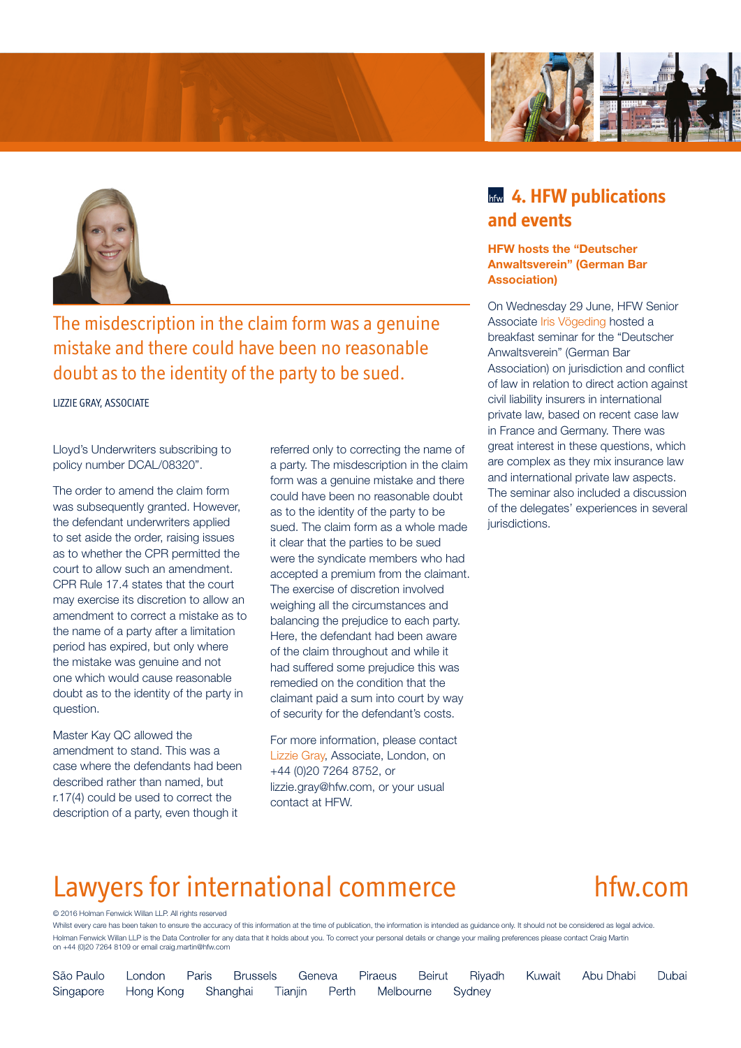The misdescription in the claim form was a genuine mistake and there could have been no reasonable doubt as to the identity of the party to be sued.

LIZZIE GRAY, ASSOCIATE

Lloyd's Underwriters subscribing to policy number DCAL/08320".

The order to amend the claim form was subsequently granted. However, the defendant underwriters applied to set aside the order, raising issues as to whether the CPR permitted the court to allow such an amendment. CPR Rule 17.4 states that the court may exercise its discretion to allow an amendment to correct a mistake as to the name of a party after a limitation period has expired, but only where the mistake was genuine and not one which would cause reasonable doubt as to the identity of the party in question.

Master Kay QC allowed the amendment to stand. This was a case where the defendants had been described rather than named, but r.17(4) could be used to correct the description of a party, even though it referred only to correcting the name of a party. The misdescription in the claim form was a genuine mistake and there could have been no reasonable doubt as to the identity of the party to be sued. The claim form as a whole made it clear that the parties to be sued were the syndicate members who had accepted a premium from the claimant. The exercise of discretion involved weighing all the circumstances and balancing the prejudice to each party. Here, the defendant had been aware of the claim throughout and while it had suffered some prejudice this was remedied on the condition that the claimant paid a sum into court by way of security for the defendant's costs.

For more information, please contact Lizzie Gray, Associate, London, on +44 (0)20 7264 8752, or lizzie.gray@hfw.com, or your usual contact at HFW.

## 4. HFW publications and events

### HFW hosts the "Deutscher Anwaltsverein" (German Bar Association)

On Wednesday 29 June, HFW Senior Associate Iris Vögeding hosted a breakfast seminar for the "Deutscher Anwaltsverein" (German Bar Association) on jurisdiction and conflict of law in relation to direct action against civil liability insurers in international private law, based on recent case law in France and Germany. There was great interest in these questions, which are complex as they mix insurance law and international private law aspects. The seminar also included a discussion of the delegates' experiences in several jurisdictions.

Lawyers for international commerce

hfw.com

© 2016 Holman Fenwick Willan LLP. All rights reserved

Whilst every care has been taken to ensure the accuracy of this information at the time of publication, the information is intended as guidance only. It should not be considered as legal advice.

Holman Fenwick Willan LLP is the Data Controller for any data that it holds about you. To correct your personal details or change your mailing preferences please contact Craig Martin on +44 (0)20 7264 8109 or email craig.martin@hfw.com

São Paulo London Paris Brussels Geneva Piraeus Beirut Riyadh Kuwait Abu Dhabi Dubai Singapore Hong Kong Shanghai Tianjin Perth Melbourne Sydney